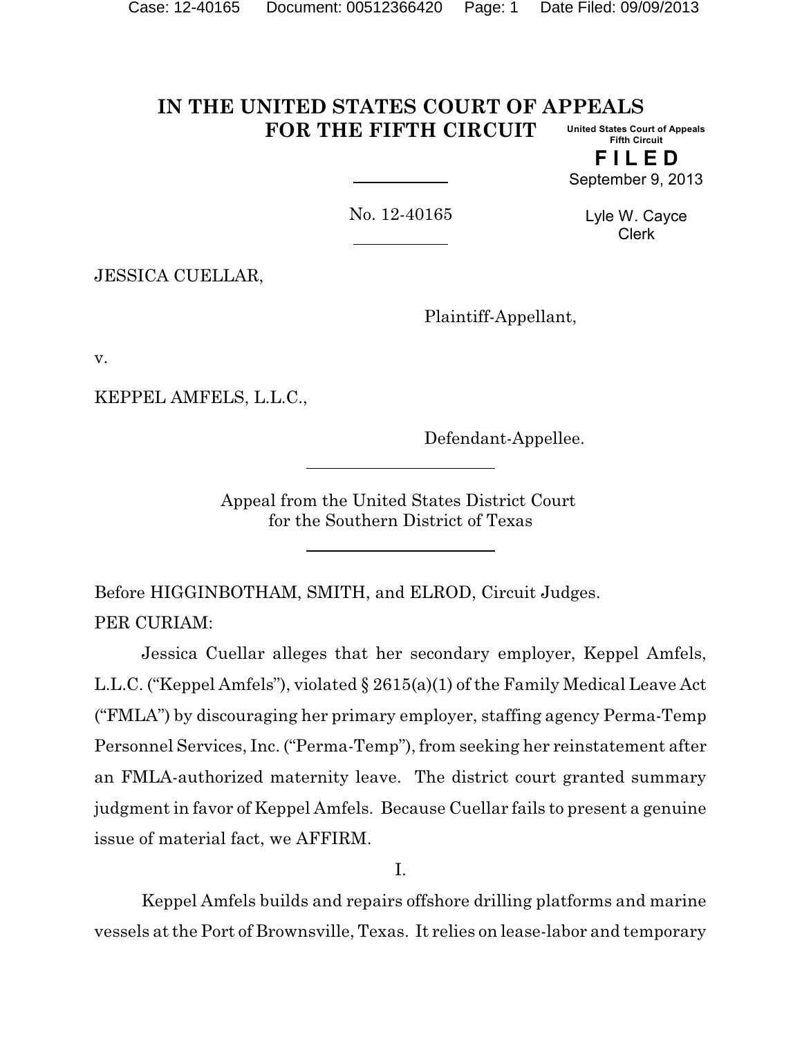# IN THE UNITED STATES COURT OF APPEALS FOR THE FIFTH CIRCUIT

United States Court of Appeals
Fifth Circuit

**FILED**

September 9, 2013

Lyle W. Cayce
Clerk

No. 12-40165

JESSICA CUELLAR,

Plaintiff-Appellant,

v.

KEPPEL AMFELS, L.L.C.,

Defendant-Appellee.

Appeal from the United States District Court
for the Southern District of Texas

Before HIGGINBOTHAM, SMITH, and ELROD, Circuit Judges.

PER CURIAM:

Jessica Cuellar alleges that her secondary employer, Keppel Amfels, L.L.C. ("Keppel Amfels"), violated § 2615(a)(1) of the Family Medical Leave Act ("FMLA") by discouraging her primary employer, staffing agency Perma-Temp Personnel Services, Inc. ("Perma-Temp"), from seeking her reinstatement after an FMLA-authorized maternity leave. The district court granted summary judgment in favor of Keppel Amfels. Because Cuellar fails to present a genuine issue of material fact, we AFFIRM.

I.

Keppel Amfels builds and repairs offshore drilling platforms and marine vessels at the Port of Brownsville, Texas. It relies on lease-labor and temporary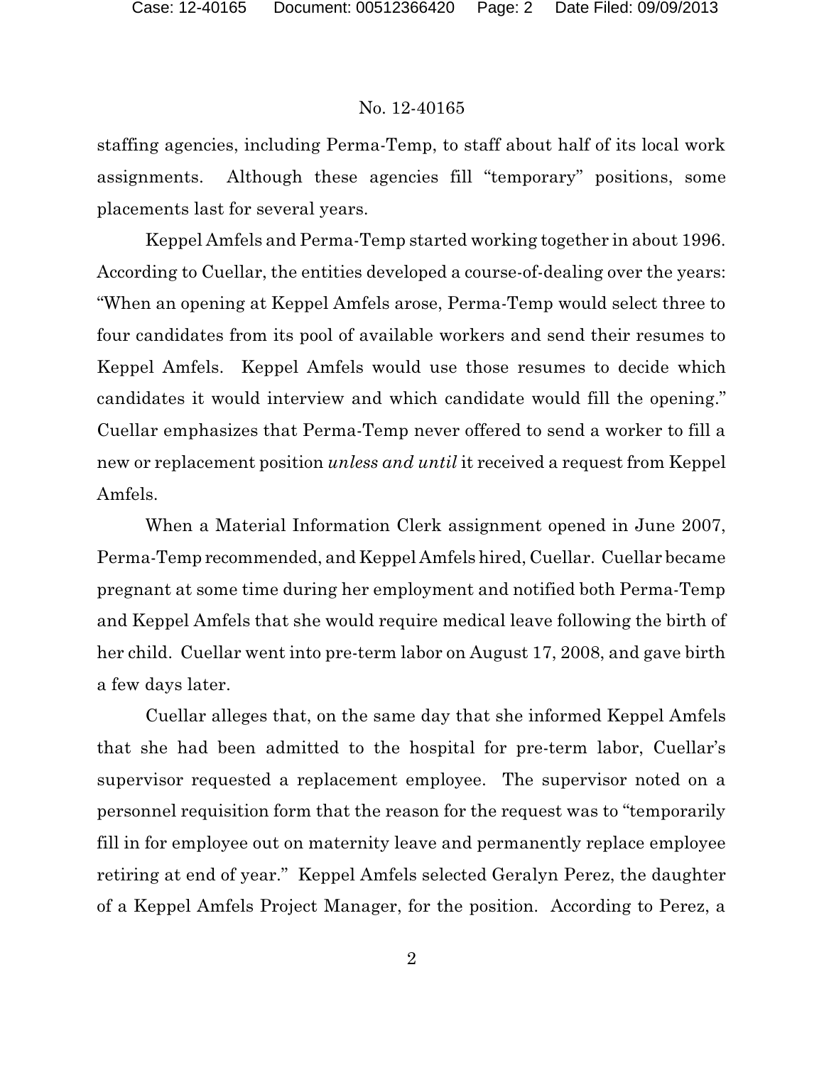staffing agencies, including Perma-Temp, to staff about half of its local work assignments. Although these agencies fill "temporary" positions, some placements last for several years.

Keppel Amfels and Perma-Temp started working together in about 1996. According to Cuellar, the entities developed a course-of-dealing over the years: "When an opening at Keppel Amfels arose, Perma-Temp would select three to four candidates from its pool of available workers and send their resumes to Keppel Amfels. Keppel Amfels would use those resumes to decide which candidates it would interview and which candidate would fill the opening." Cuellar emphasizes that Perma-Temp never offered to send a worker to fill a new or replacement position *unless and until* it received a request from Keppel Amfels.

When a Material Information Clerk assignment opened in June 2007, Perma-Temp recommended, and Keppel Amfels hired, Cuellar. Cuellar became pregnant at some time during her employment and notified both Perma-Temp and Keppel Amfels that she would require medical leave following the birth of her child. Cuellar went into pre-term labor on August 17, 2008, and gave birth a few days later.

Cuellar alleges that, on the same day that she informed Keppel Amfels that she had been admitted to the hospital for pre-term labor, Cuellar's supervisor requested a replacement employee. The supervisor noted on a personnel requisition form that the reason for the request was to "temporarily fill in for employee out on maternity leave and permanently replace employee retiring at end of year." Keppel Amfels selected Geralyn Perez, the daughter of a Keppel Amfels Project Manager, for the position. According to Perez, a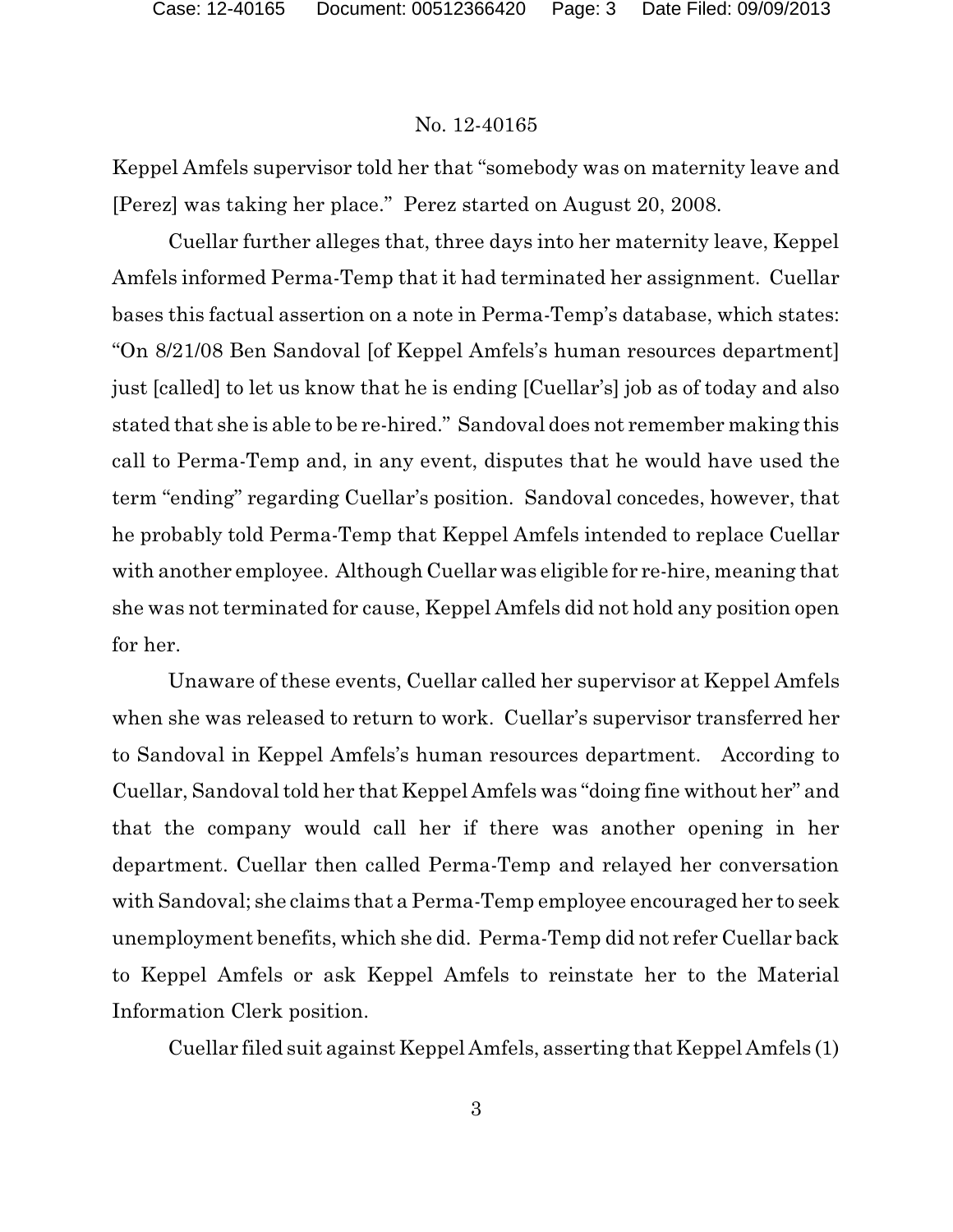Keppel Amfels supervisor told her that "somebody was on maternity leave and [Perez] was taking her place." Perez started on August 20, 2008.

Cuellar further alleges that, three days into her maternity leave, Keppel Amfels informed Perma-Temp that it had terminated her assignment. Cuellar bases this factual assertion on a note in Perma-Temp's database, which states: "On 8/21/08 Ben Sandoval [of Keppel Amfels's human resources department] just [called] to let us know that he is ending [Cuellar's] job as of today and also stated that she is able to be re-hired." Sandoval does not remember making this call to Perma-Temp and, in any event, disputes that he would have used the term "ending" regarding Cuellar's position. Sandoval concedes, however, that he probably told Perma-Temp that Keppel Amfels intended to replace Cuellar with another employee. Although Cuellar was eligible for re-hire, meaning that she was not terminated for cause, Keppel Amfels did not hold any position open for her.

Unaware of these events, Cuellar called her supervisor at Keppel Amfels when she was released to return to work. Cuellar's supervisor transferred her to Sandoval in Keppel Amfels's human resources department. According to Cuellar, Sandoval told her that Keppel Amfels was "doing fine without her" and that the company would call her if there was another opening in her department. Cuellar then called Perma-Temp and relayed her conversation with Sandoval; she claims that a Perma-Temp employee encouraged her to seek unemployment benefits, which she did. Perma-Temp did not refer Cuellar back to Keppel Amfels or ask Keppel Amfels to reinstate her to the Material Information Clerk position.

Cuellar filed suit against Keppel Amfels, asserting that Keppel Amfels (1)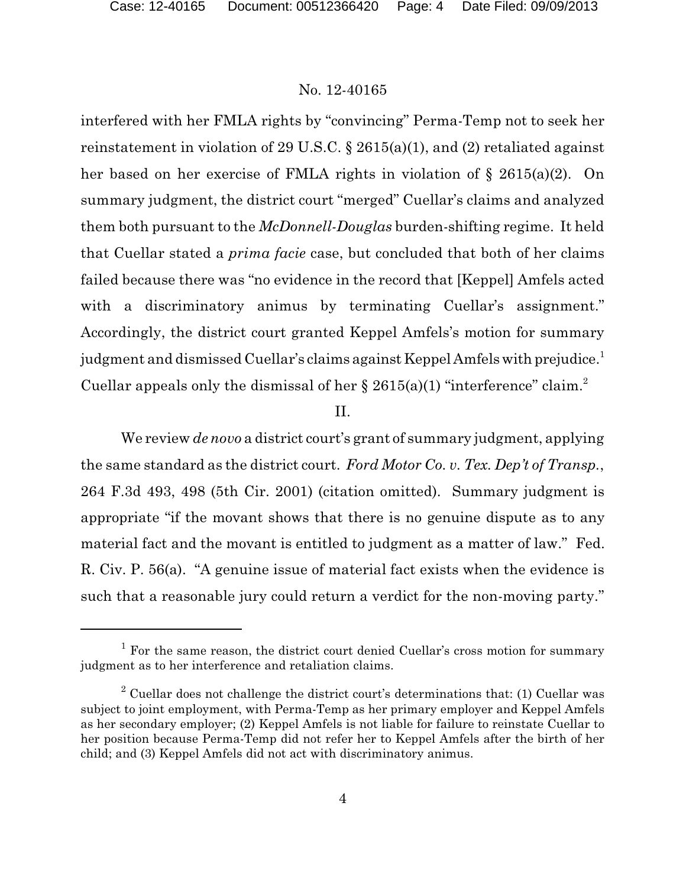interfered with her FMLA rights by "convincing" Perma-Temp not to seek her reinstatement in violation of 29 U.S.C. § 2615(a)(1), and (2) retaliated against her based on her exercise of FMLA rights in violation of § 2615(a)(2). On summary judgment, the district court "merged" Cuellar's claims and analyzed them both pursuant to the *McDonnell-Douglas* burden-shifting regime. It held that Cuellar stated a *prima facie* case, but concluded that both of her claims failed because there was "no evidence in the record that [Keppel] Amfels acted with a discriminatory animus by terminating Cuellar's assignment." Accordingly, the district court granted Keppel Amfels's motion for summary judgment and dismissed Cuellar's claims against Keppel Amfels with prejudice.[1] Cuellar appeals only the dismissal of her § 2615(a)(1) "interference" claim.[2]

II.

We review *de novo* a district court's grant of summary judgment, applying the same standard as the district court. *Ford Motor Co. v. Tex. Dep't of Transp.*, 264 F.3d 493, 498 (5th Cir. 2001) (citation omitted). Summary judgment is appropriate "if the movant shows that there is no genuine dispute as to any material fact and the movant is entitled to judgment as a matter of law." Fed. R. Civ. P. 56(a). "A genuine issue of material fact exists when the evidence is such that a reasonable jury could return a verdict for the non-moving party."

---

[1] For the same reason, the district court denied Cuellar's cross motion for summary judgment as to her interference and retaliation claims.

[2] Cuellar does not challenge the district court's determinations that: (1) Cuellar was subject to joint employment, with Perma-Temp as her primary employer and Keppel Amfels as her secondary employer; (2) Keppel Amfels is not liable for failure to reinstate Cuellar to her position because Perma-Temp did not refer her to Keppel Amfels after the birth of her child; and (3) Keppel Amfels did not act with discriminatory animus.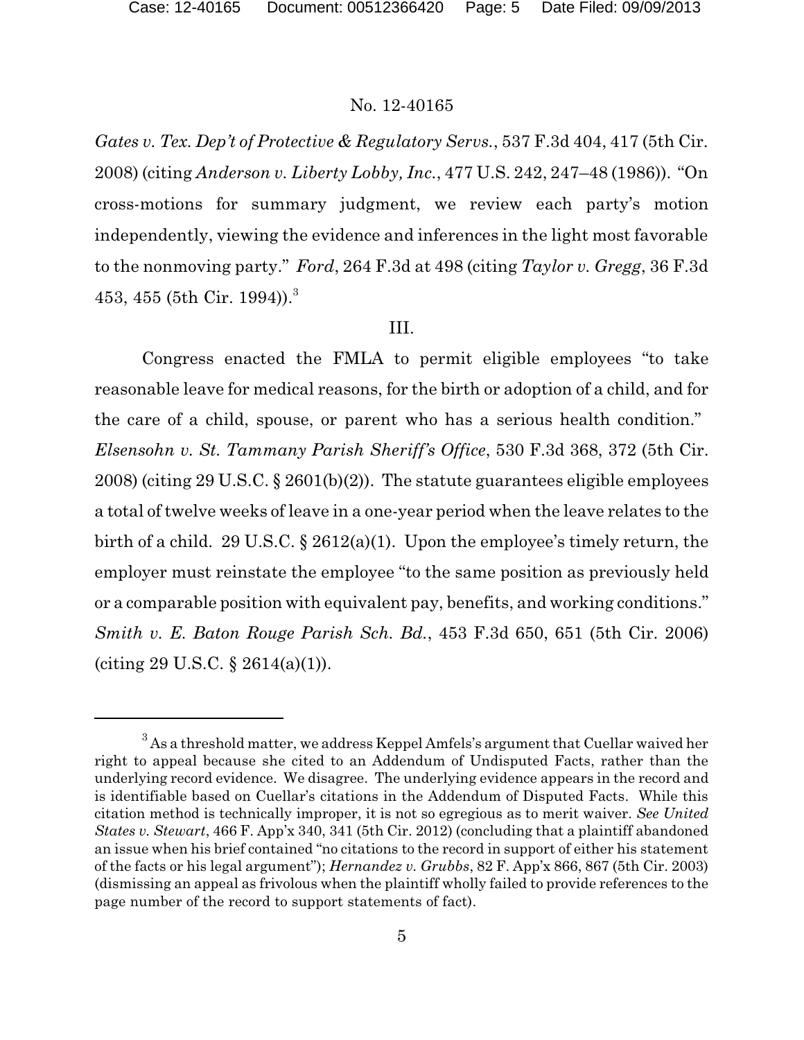*Gates v. Tex. Dep't of Protective & Regulatory Servs.*, 537 F.3d 404, 417 (5th Cir. 2008) (citing *Anderson v. Liberty Lobby, Inc.*, 477 U.S. 242, 247–48 (1986)). "On cross-motions for summary judgment, we review each party's motion independently, viewing the evidence and inferences in the light most favorable to the nonmoving party." *Ford*, 264 F.3d at 498 (citing *Taylor v. Gregg*, 36 F.3d 453, 455 (5th Cir. 1994)).[3]

## III.

Congress enacted the FMLA to permit eligible employees "to take reasonable leave for medical reasons, for the birth or adoption of a child, and for the care of a child, spouse, or parent who has a serious health condition." *Elsensohn v. St. Tammany Parish Sheriff's Office*, 530 F.3d 368, 372 (5th Cir. 2008) (citing 29 U.S.C. § 2601(b)(2)). The statute guarantees eligible employees a total of twelve weeks of leave in a one-year period when the leave relates to the birth of a child. 29 U.S.C. § 2612(a)(1). Upon the employee's timely return, the employer must reinstate the employee "to the same position as previously held or a comparable position with equivalent pay, benefits, and working conditions." *Smith v. E. Baton Rouge Parish Sch. Bd.*, 453 F.3d 650, 651 (5th Cir. 2006) (citing 29 U.S.C. § 2614(a)(1)).

---

[3] As a threshold matter, we address Keppel Amfels's argument that Cuellar waived her right to appeal because she cited to an Addendum of Undisputed Facts, rather than the underlying record evidence. We disagree. The underlying evidence appears in the record and is identifiable based on Cuellar's citations in the Addendum of Disputed Facts. While this citation method is technically improper, it is not so egregious as to merit waiver. *See United States v. Stewart*, 466 F. App'x 340, 341 (5th Cir. 2012) (concluding that a plaintiff abandoned an issue when his brief contained "no citations to the record in support of either his statement of the facts or his legal argument"); *Hernandez v. Grubbs*, 82 F. App'x 866, 867 (5th Cir. 2003) (dismissing an appeal as frivolous when the plaintiff wholly failed to provide references to the page number of the record to support statements of fact).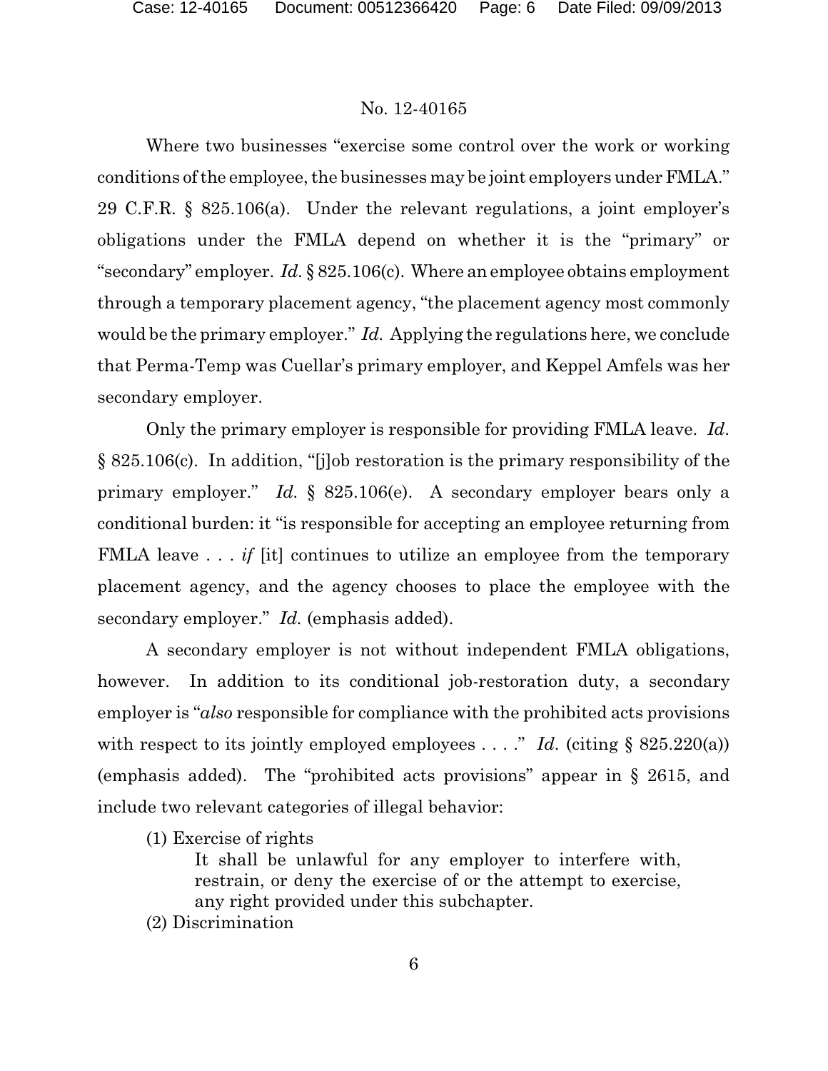Where two businesses "exercise some control over the work or working conditions of the employee, the businesses may be joint employers under FMLA." 29 C.F.R. § 825.106(a). Under the relevant regulations, a joint employer's obligations under the FMLA depend on whether it is the "primary" or "secondary" employer. *Id.* § 825.106(c). Where an employee obtains employment through a temporary placement agency, "the placement agency most commonly would be the primary employer." *Id.* Applying the regulations here, we conclude that Perma-Temp was Cuellar's primary employer, and Keppel Amfels was her secondary employer.

Only the primary employer is responsible for providing FMLA leave. *Id.* § 825.106(c). In addition, "[j]ob restoration is the primary responsibility of the primary employer." *Id.* § 825.106(e). A secondary employer bears only a conditional burden: it "is responsible for accepting an employee returning from FMLA leave . . . *if* [it] continues to utilize an employee from the temporary placement agency, and the agency chooses to place the employee with the secondary employer." *Id.* (emphasis added).

A secondary employer is not without independent FMLA obligations, however. In addition to its conditional job-restoration duty, a secondary employer is "*also* responsible for compliance with the prohibited acts provisions with respect to its jointly employed employees . . . ." *Id.* (citing § 825.220(a)) (emphasis added). The "prohibited acts provisions" appear in § 2615, and include two relevant categories of illegal behavior:

> (1) Exercise of rights
>
> It shall be unlawful for any employer to interfere with, restrain, or deny the exercise of or the attempt to exercise, any right provided under this subchapter.
>
> (2) Discrimination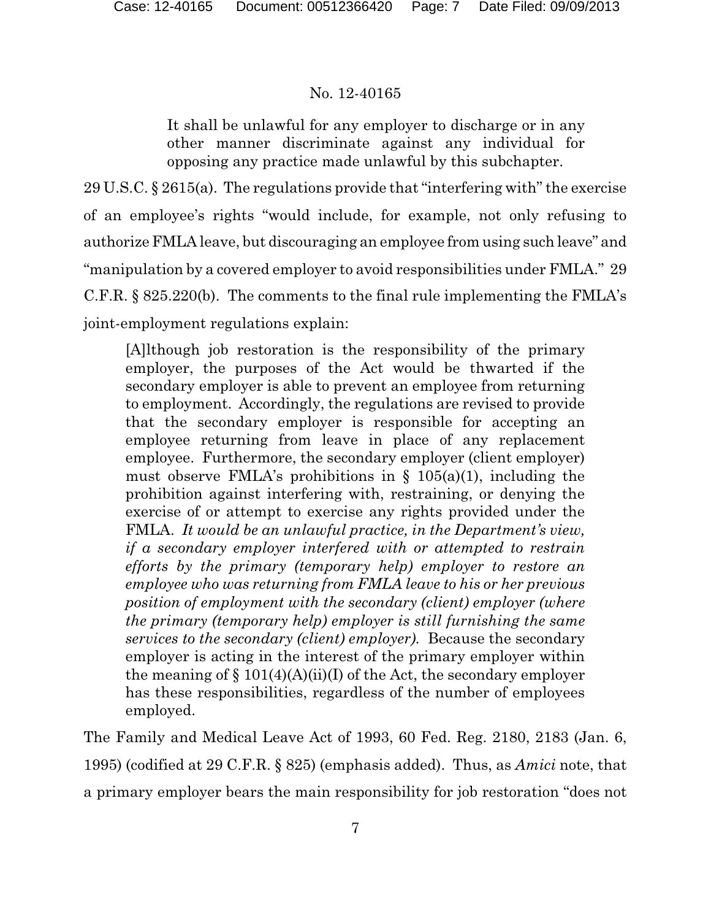> It shall be unlawful for any employer to discharge or in any other manner discriminate against any individual for opposing any practice made unlawful by this subchapter.

29 U.S.C. § 2615(a). The regulations provide that "interfering with" the exercise of an employee's rights "would include, for example, not only refusing to authorize FMLA leave, but discouraging an employee from using such leave" and "manipulation by a covered employer to avoid responsibilities under FMLA." 29 C.F.R. § 825.220(b). The comments to the final rule implementing the FMLA's joint-employment regulations explain:

> [A]lthough job restoration is the responsibility of the primary employer, the purposes of the Act would be thwarted if the secondary employer is able to prevent an employee from returning to employment. Accordingly, the regulations are revised to provide that the secondary employer is responsible for accepting an employee returning from leave in place of any replacement employee. Furthermore, the secondary employer (client employer) must observe FMLA's prohibitions in § 105(a)(1), including the prohibition against interfering with, restraining, or denying the exercise of or attempt to exercise any rights provided under the FMLA. *It would be an unlawful practice, in the Department's view, if a secondary employer interfered with or attempted to restrain efforts by the primary (temporary help) employer to restore an employee who was returning from FMLA leave to his or her previous position of employment with the secondary (client) employer (where the primary (temporary help) employer is still furnishing the same services to the secondary (client) employer).* Because the secondary employer is acting in the interest of the primary employer within the meaning of § 101(4)(A)(ii)(I) of the Act, the secondary employer has these responsibilities, regardless of the number of employees employed.

The Family and Medical Leave Act of 1993, 60 Fed. Reg. 2180, 2183 (Jan. 6, 1995) (codified at 29 C.F.R. § 825) (emphasis added). Thus, as *Amici* note, that a primary employer bears the main responsibility for job restoration "does not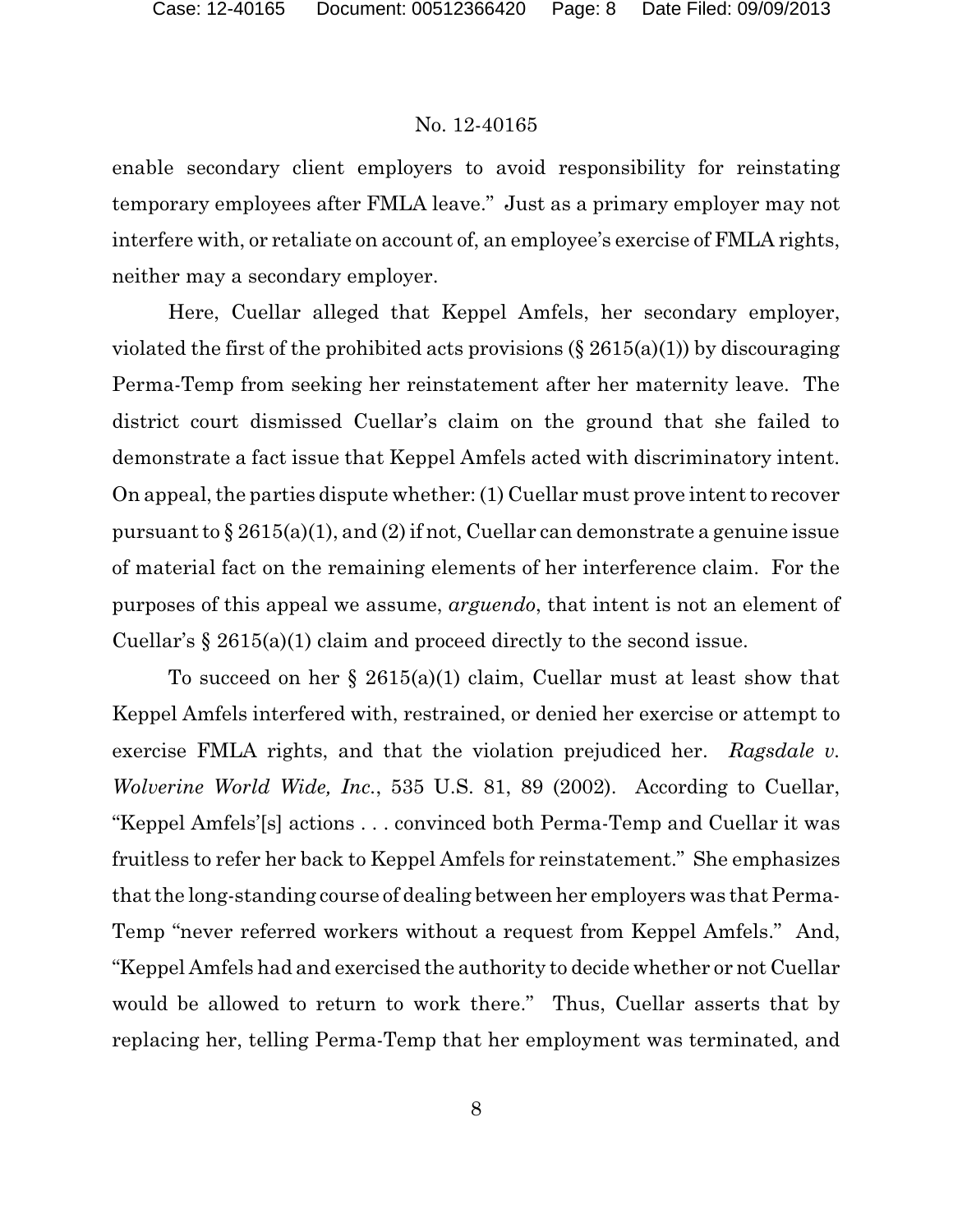enable secondary client employers to avoid responsibility for reinstating temporary employees after FMLA leave." Just as a primary employer may not interfere with, or retaliate on account of, an employee's exercise of FMLA rights, neither may a secondary employer.

Here, Cuellar alleged that Keppel Amfels, her secondary employer, violated the first of the prohibited acts provisions (§ 2615(a)(1)) by discouraging Perma-Temp from seeking her reinstatement after her maternity leave. The district court dismissed Cuellar's claim on the ground that she failed to demonstrate a fact issue that Keppel Amfels acted with discriminatory intent. On appeal, the parties dispute whether: (1) Cuellar must prove intent to recover pursuant to § 2615(a)(1), and (2) if not, Cuellar can demonstrate a genuine issue of material fact on the remaining elements of her interference claim. For the purposes of this appeal we assume, *arguendo*, that intent is not an element of Cuellar's § 2615(a)(1) claim and proceed directly to the second issue.

To succeed on her § 2615(a)(1) claim, Cuellar must at least show that Keppel Amfels interfered with, restrained, or denied her exercise or attempt to exercise FMLA rights, and that the violation prejudiced her. *Ragsdale v. Wolverine World Wide, Inc.*, 535 U.S. 81, 89 (2002). According to Cuellar, "Keppel Amfels'[s] actions . . . convinced both Perma-Temp and Cuellar it was fruitless to refer her back to Keppel Amfels for reinstatement." She emphasizes that the long-standing course of dealing between her employers was that Perma-Temp "never referred workers without a request from Keppel Amfels." And, "Keppel Amfels had and exercised the authority to decide whether or not Cuellar would be allowed to return to work there." Thus, Cuellar asserts that by replacing her, telling Perma-Temp that her employment was terminated, and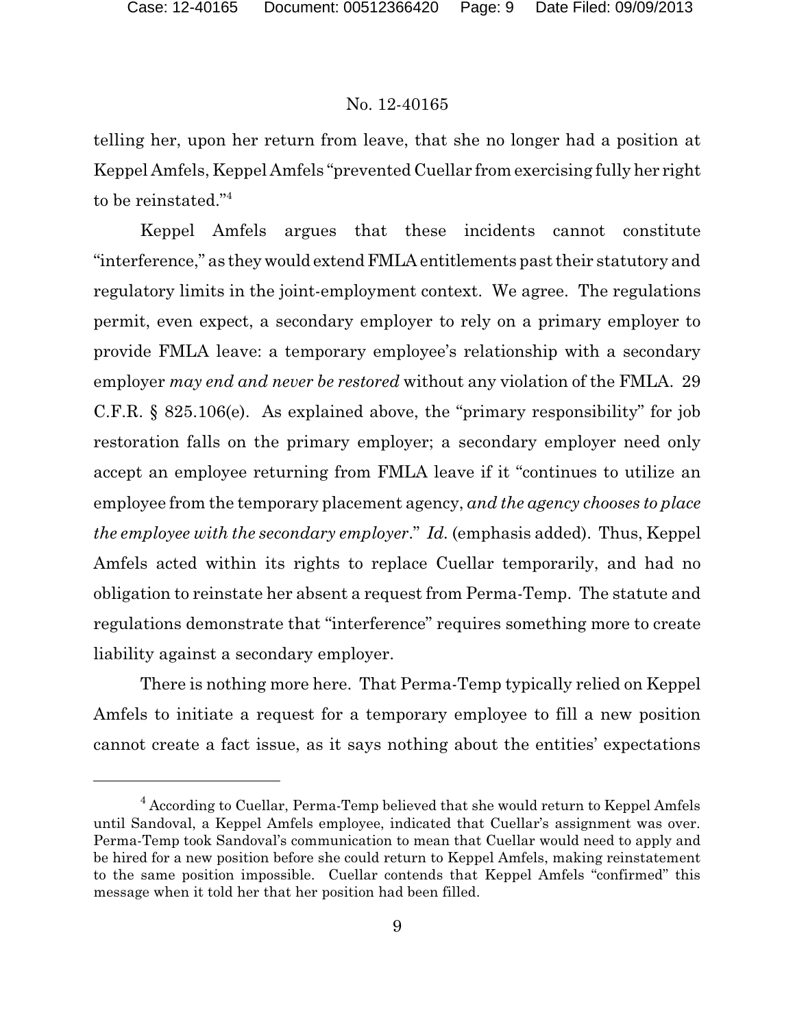telling her, upon her return from leave, that she no longer had a position at Keppel Amfels, Keppel Amfels "prevented Cuellar from exercising fully her right to be reinstated."[4]

Keppel Amfels argues that these incidents cannot constitute "interference," as they would extend FMLA entitlements past their statutory and regulatory limits in the joint-employment context. We agree. The regulations permit, even expect, a secondary employer to rely on a primary employer to provide FMLA leave: a temporary employee's relationship with a secondary employer *may end and never be restored* without any violation of the FMLA. 29 C.F.R. § 825.106(e). As explained above, the "primary responsibility" for job restoration falls on the primary employer; a secondary employer need only accept an employee returning from FMLA leave if it "continues to utilize an employee from the temporary placement agency, *and the agency chooses to place the employee with the secondary employer*." *Id.* (emphasis added). Thus, Keppel Amfels acted within its rights to replace Cuellar temporarily, and had no obligation to reinstate her absent a request from Perma-Temp. The statute and regulations demonstrate that "interference" requires something more to create liability against a secondary employer.

There is nothing more here. That Perma-Temp typically relied on Keppel Amfels to initiate a request for a temporary employee to fill a new position cannot create a fact issue, as it says nothing about the entities' expectations

---

[4] According to Cuellar, Perma-Temp believed that she would return to Keppel Amfels until Sandoval, a Keppel Amfels employee, indicated that Cuellar's assignment was over. Perma-Temp took Sandoval's communication to mean that Cuellar would need to apply and be hired for a new position before she could return to Keppel Amfels, making reinstatement to the same position impossible. Cuellar contends that Keppel Amfels "confirmed" this message when it told her that her position had been filled.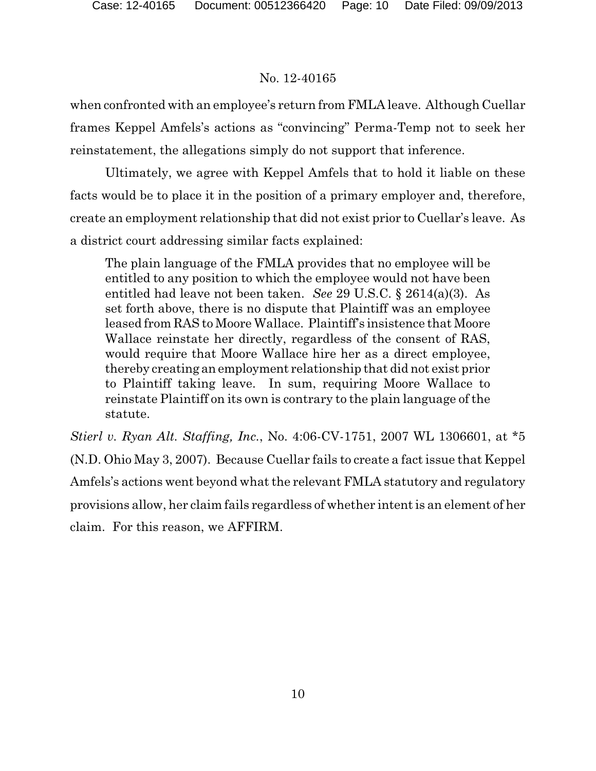when confronted with an employee's return from FMLA leave. Although Cuellar frames Keppel Amfels's actions as "convincing" Perma-Temp not to seek her reinstatement, the allegations simply do not support that inference.

Ultimately, we agree with Keppel Amfels that to hold it liable on these facts would be to place it in the position of a primary employer and, therefore, create an employment relationship that did not exist prior to Cuellar's leave. As a district court addressing similar facts explained:

> The plain language of the FMLA provides that no employee will be entitled to any position to which the employee would not have been entitled had leave not been taken. *See* 29 U.S.C. § 2614(a)(3). As set forth above, there is no dispute that Plaintiff was an employee leased from RAS to Moore Wallace. Plaintiff's insistence that Moore Wallace reinstate her directly, regardless of the consent of RAS, would require that Moore Wallace hire her as a direct employee, thereby creating an employment relationship that did not exist prior to Plaintiff taking leave. In sum, requiring Moore Wallace to reinstate Plaintiff on its own is contrary to the plain language of the statute.

*Stierl v. Ryan Alt. Staffing, Inc.*, No. 4:06-CV-1751, 2007 WL 1306601, at *5 (N.D. Ohio May 3, 2007). Because Cuellar fails to create a fact issue that Keppel Amfels's actions went beyond what the relevant FMLA statutory and regulatory provisions allow, her claim fails regardless of whether intent is an element of her claim. For this reason, we AFFIRM.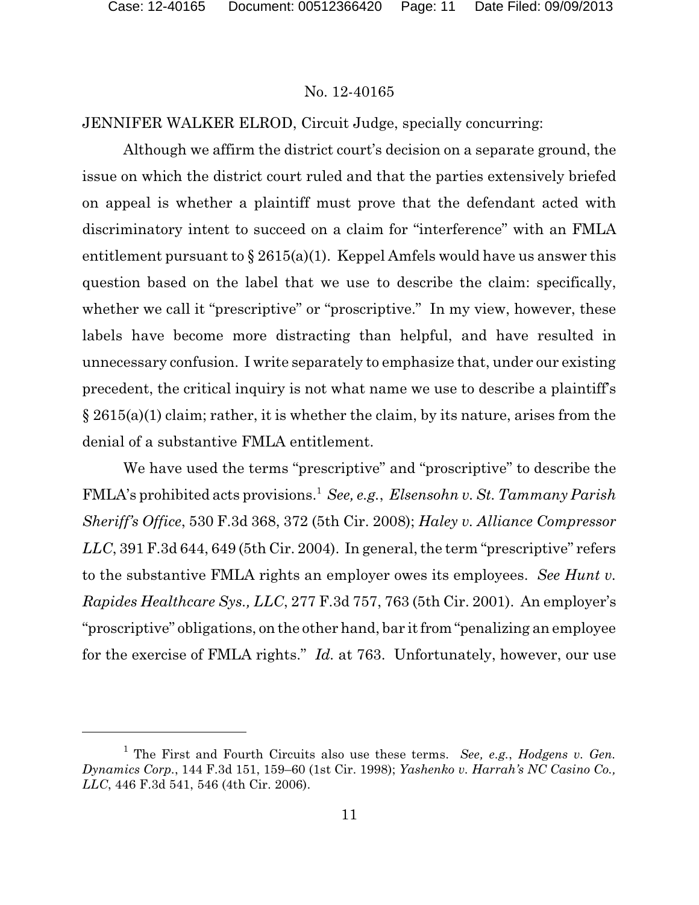No. 12-40165

JENNIFER WALKER ELROD, Circuit Judge, specially concurring:

Although we affirm the district court's decision on a separate ground, the issue on which the district court ruled and that the parties extensively briefed on appeal is whether a plaintiff must prove that the defendant acted with discriminatory intent to succeed on a claim for "interference" with an FMLA entitlement pursuant to § 2615(a)(1). Keppel Amfels would have us answer this question based on the label that we use to describe the claim: specifically, whether we call it "prescriptive" or "proscriptive." In my view, however, these labels have become more distracting than helpful, and have resulted in unnecessary confusion. I write separately to emphasize that, under our existing precedent, the critical inquiry is not what name we use to describe a plaintiff's § 2615(a)(1) claim; rather, it is whether the claim, by its nature, arises from the denial of a substantive FMLA entitlement.

We have used the terms "prescriptive" and "proscriptive" to describe the FMLA's prohibited acts provisions.[1] *See, e.g.*, *Elsensohn v. St. Tammany Parish Sheriff's Office*, 530 F.3d 368, 372 (5th Cir. 2008); *Haley v. Alliance Compressor LLC*, 391 F.3d 644, 649 (5th Cir. 2004). In general, the term "prescriptive" refers to the substantive FMLA rights an employer owes its employees. *See Hunt v. Rapides Healthcare Sys., LLC*, 277 F.3d 757, 763 (5th Cir. 2001). An employer's "proscriptive" obligations, on the other hand, bar it from "penalizing an employee for the exercise of FMLA rights." *Id.* at 763. Unfortunately, however, our use

[1] The First and Fourth Circuits also use these terms. *See, e.g.*, *Hodgens v. Gen. Dynamics Corp.*, 144 F.3d 151, 159–60 (1st Cir. 1998); *Yashenko v. Harrah's NC Casino Co., LLC*, 446 F.3d 541, 546 (4th Cir. 2006).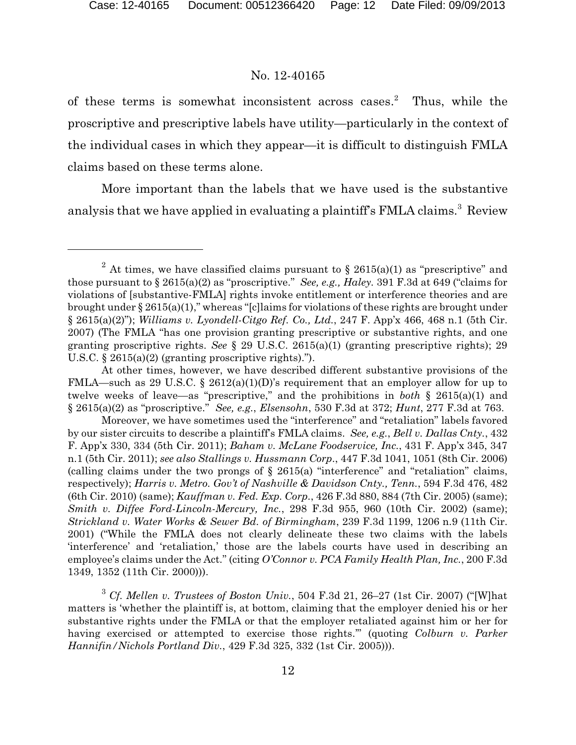of these terms is somewhat inconsistent across cases.[2] Thus, while the proscriptive and prescriptive labels have utility—particularly in the context of the individual cases in which they appear—it is difficult to distinguish FMLA claims based on these terms alone.

More important than the labels that we have used is the substantive analysis that we have applied in evaluating a plaintiff's FMLA claims.[3] Review

---

[2] At times, we have classified claims pursuant to § 2615(a)(1) as "prescriptive" and those pursuant to § 2615(a)(2) as "proscriptive." *See, e.g., Haley*. 391 F.3d at 649 ("claims for violations of [substantive-FMLA] rights invoke entitlement or interference theories and are brought under § 2615(a)(1)," whereas "[c]laims for violations of these rights are brought under § 2615(a)(2)"); *Williams v. Lyondell-Citgo Ref. Co., Ltd.*, 247 F. App'x 466, 468 n.1 (5th Cir. 2007) (The FMLA "has one provision granting prescriptive or substantive rights, and one granting proscriptive rights. *See* § 29 U.S.C. 2615(a)(1) (granting prescriptive rights); 29 U.S.C. § 2615(a)(2) (granting proscriptive rights).").

At other times, however, we have described different substantive provisions of the FMLA—such as 29 U.S.C. § 2612(a)(1)(D)'s requirement that an employer allow for up to twelve weeks of leave—as "prescriptive," and the prohibitions in *both* § 2615(a)(1) and § 2615(a)(2) as "proscriptive." *See, e.g.*, *Elsensohn*, 530 F.3d at 372; *Hunt*, 277 F.3d at 763.

Moreover, we have sometimes used the "interference" and "retaliation" labels favored by our sister circuits to describe a plaintiff's FMLA claims. *See, e.g.*, *Bell v. Dallas Cnty.*, 432 F. App'x 330, 334 (5th Cir. 2011); *Baham v. McLane Foodservice, Inc.*, 431 F. App'x 345, 347 n.1 (5th Cir. 2011); *see also Stallings v. Hussmann Corp.*, 447 F.3d 1041, 1051 (8th Cir. 2006) (calling claims under the two prongs of § 2615(a) "interference" and "retaliation" claims, respectively); *Harris v. Metro. Gov't of Nashville & Davidson Cnty., Tenn.*, 594 F.3d 476, 482 (6th Cir. 2010) (same); *Kauffman v. Fed. Exp. Corp.*, 426 F.3d 880, 884 (7th Cir. 2005) (same); *Smith v. Diffee Ford-Lincoln-Mercury, Inc.*, 298 F.3d 955, 960 (10th Cir. 2002) (same); *Strickland v. Water Works & Sewer Bd. of Birmingham*, 239 F.3d 1199, 1206 n.9 (11th Cir. 2001) ("While the FMLA does not clearly delineate these two claims with the labels 'interference' and 'retaliation,' those are the labels courts have used in describing an employee's claims under the Act." (citing *O'Connor v. PCA Family Health Plan, Inc.*, 200 F.3d 1349, 1352 (11th Cir. 2000))).

[3] *Cf. Mellen v. Trustees of Boston Univ.*, 504 F.3d 21, 26–27 (1st Cir. 2007) ("[W]hat matters is 'whether the plaintiff is, at bottom, claiming that the employer denied his or her substantive rights under the FMLA or that the employer retaliated against him or her for having exercised or attempted to exercise those rights.'" (quoting *Colburn v. Parker Hannifin/Nichols Portland Div.*, 429 F.3d 325, 332 (1st Cir. 2005))).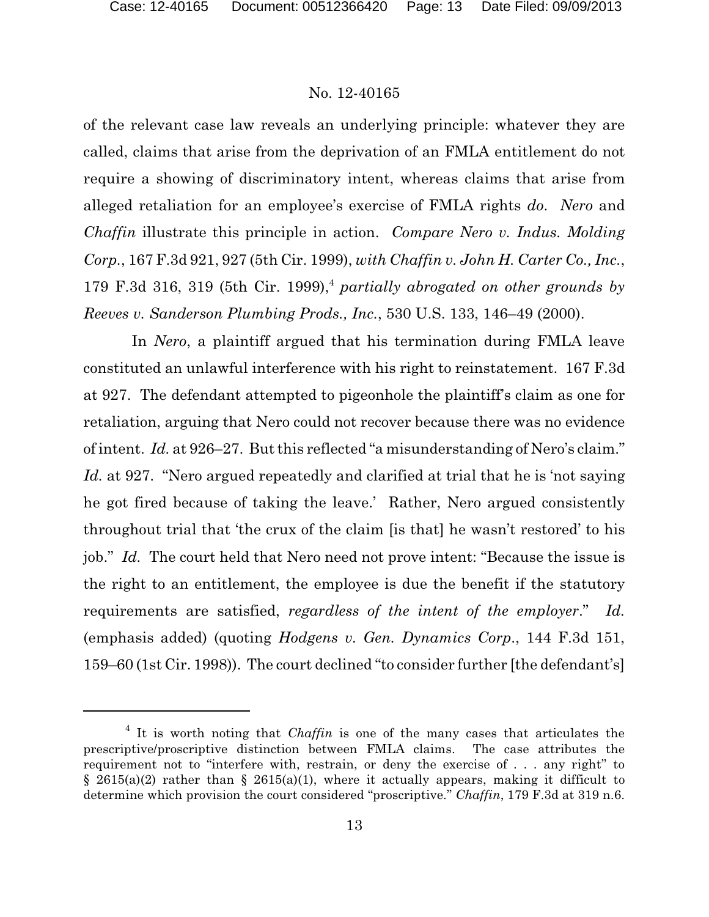of the relevant case law reveals an underlying principle: whatever they are called, claims that arise from the deprivation of an FMLA entitlement do not require a showing of discriminatory intent, whereas claims that arise from alleged retaliation for an employee's exercise of FMLA rights *do*. *Nero* and *Chaffin* illustrate this principle in action. *Compare Nero v. Indus. Molding Corp.*, 167 F.3d 921, 927 (5th Cir. 1999), *with Chaffin v. John H. Carter Co., Inc.*, 179 F.3d 316, 319 (5th Cir. 1999),[4] *partially abrogated on other grounds by Reeves v. Sanderson Plumbing Prods., Inc.*, 530 U.S. 133, 146–49 (2000).

In *Nero*, a plaintiff argued that his termination during FMLA leave constituted an unlawful interference with his right to reinstatement. 167 F.3d at 927. The defendant attempted to pigeonhole the plaintiff's claim as one for retaliation, arguing that Nero could not recover because there was no evidence of intent. *Id.* at 926–27. But this reflected "a misunderstanding of Nero's claim." *Id.* at 927. "Nero argued repeatedly and clarified at trial that he is 'not saying he got fired because of taking the leave.' Rather, Nero argued consistently throughout trial that 'the crux of the claim [is that] he wasn't restored' to his job." *Id.* The court held that Nero need not prove intent: "Because the issue is the right to an entitlement, the employee is due the benefit if the statutory requirements are satisfied, *regardless of the intent of the employer*." *Id.* (emphasis added) (quoting *Hodgens v. Gen. Dynamics Corp.*, 144 F.3d 151, 159–60 (1st Cir. 1998)). The court declined "to consider further [the defendant's]

[4] It is worth noting that *Chaffin* is one of the many cases that articulates the prescriptive/proscriptive distinction between FMLA claims. The case attributes the requirement not to "interfere with, restrain, or deny the exercise of . . . any right" to § 2615(a)(2) rather than § 2615(a)(1), where it actually appears, making it difficult to determine which provision the court considered "proscriptive." *Chaffin*, 179 F.3d at 319 n.6.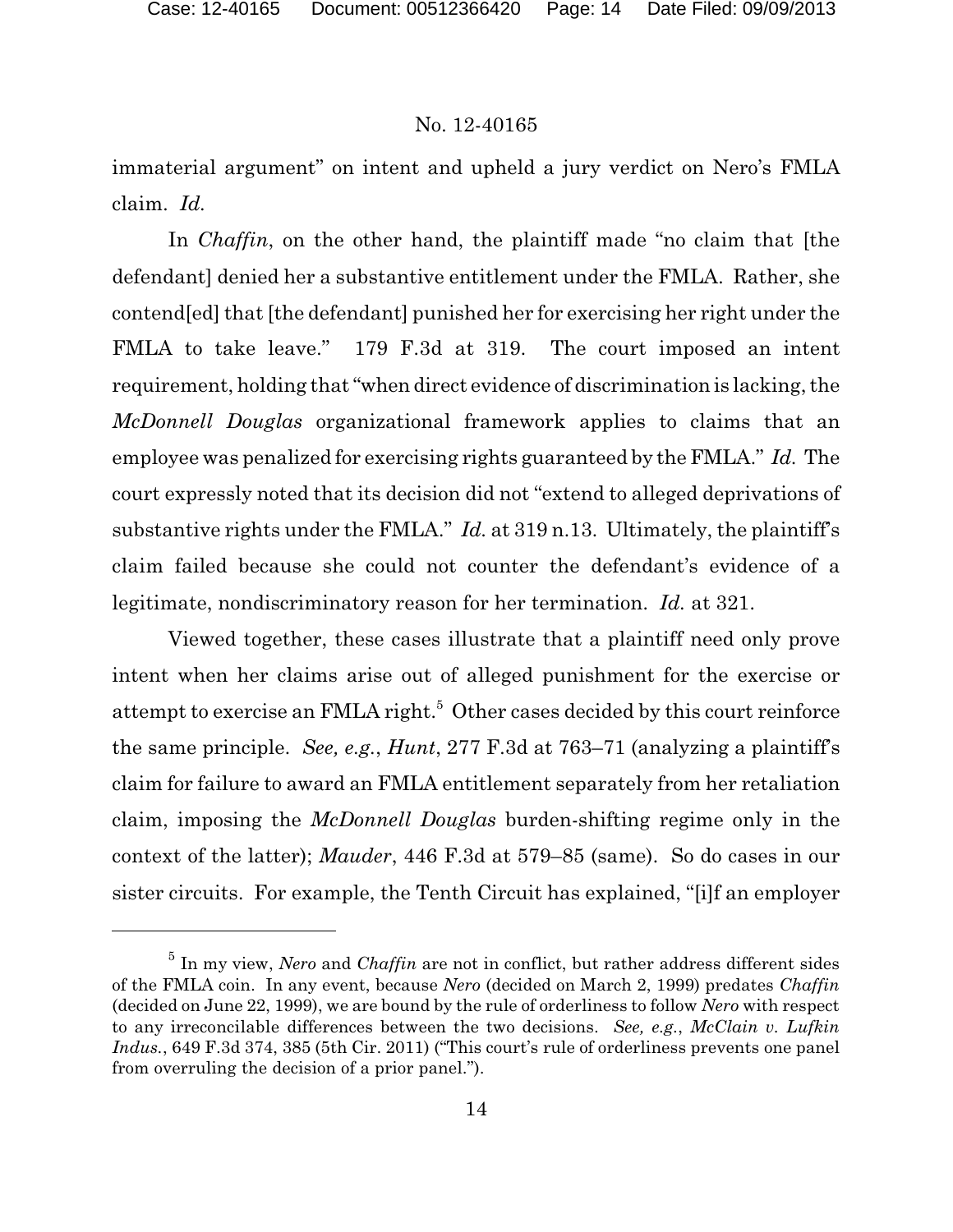immaterial argument" on intent and upheld a jury verdict on Nero's FMLA claim. *Id.*

In *Chaffin*, on the other hand, the plaintiff made "no claim that [the defendant] denied her a substantive entitlement under the FMLA. Rather, she contend[ed] that [the defendant] punished her for exercising her right under the FMLA to take leave." 179 F.3d at 319. The court imposed an intent requirement, holding that "when direct evidence of discrimination is lacking, the *McDonnell Douglas* organizational framework applies to claims that an employee was penalized for exercising rights guaranteed by the FMLA." *Id.* The court expressly noted that its decision did not "extend to alleged deprivations of substantive rights under the FMLA." *Id.* at 319 n.13. Ultimately, the plaintiff's claim failed because she could not counter the defendant's evidence of a legitimate, nondiscriminatory reason for her termination. *Id.* at 321.

Viewed together, these cases illustrate that a plaintiff need only prove intent when her claims arise out of alleged punishment for the exercise or attempt to exercise an FMLA right.[5] Other cases decided by this court reinforce the same principle. *See, e.g.*, *Hunt*, 277 F.3d at 763–71 (analyzing a plaintiff's claim for failure to award an FMLA entitlement separately from her retaliation claim, imposing the *McDonnell Douglas* burden-shifting regime only in the context of the latter); *Mauder*, 446 F.3d at 579–85 (same). So do cases in our sister circuits. For example, the Tenth Circuit has explained, "[i]f an employer

[5] In my view, *Nero* and *Chaffin* are not in conflict, but rather address different sides of the FMLA coin. In any event, because *Nero* (decided on March 2, 1999) predates *Chaffin* (decided on June 22, 1999), we are bound by the rule of orderliness to follow *Nero* with respect to any irreconcilable differences between the two decisions. *See, e.g.*, *McClain v. Lufkin Indus.*, 649 F.3d 374, 385 (5th Cir. 2011) ("This court's rule of orderliness prevents one panel from overruling the decision of a prior panel.").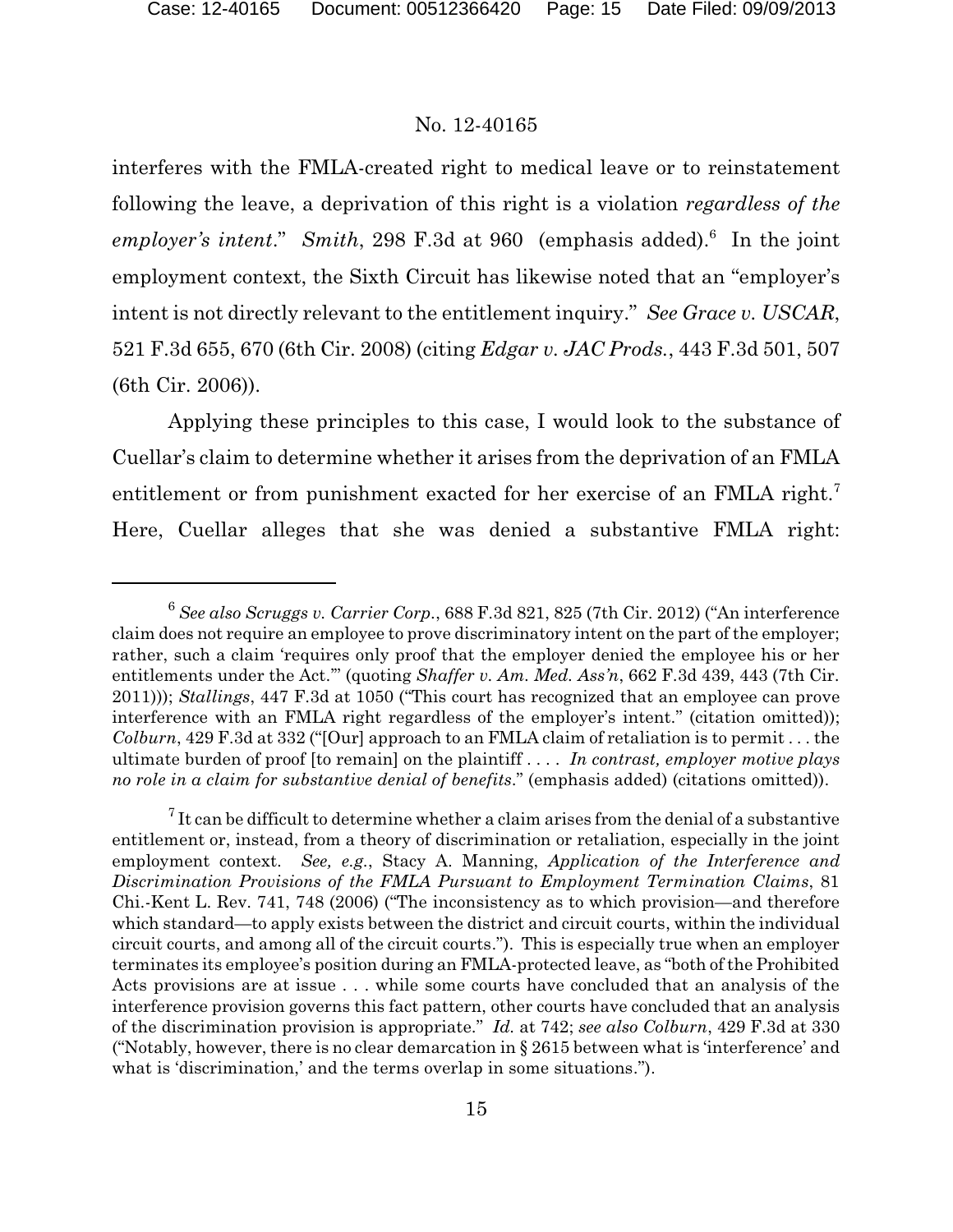interferes with the FMLA-created right to medical leave or to reinstatement following the leave, a deprivation of this right is a violation *regardless of the employer's intent*." *Smith*, 298 F.3d at 960 (emphasis added).[6] In the joint employment context, the Sixth Circuit has likewise noted that an "employer's intent is not directly relevant to the entitlement inquiry." *See Grace v. USCAR*, 521 F.3d 655, 670 (6th Cir. 2008) (citing *Edgar v. JAC Prods.*, 443 F.3d 501, 507 (6th Cir. 2006)).

Applying these principles to this case, I would look to the substance of Cuellar's claim to determine whether it arises from the deprivation of an FMLA entitlement or from punishment exacted for her exercise of an FMLA right.[7] Here, Cuellar alleges that she was denied a substantive FMLA right:

---

[6] *See also Scruggs v. Carrier Corp.*, 688 F.3d 821, 825 (7th Cir. 2012) ("An interference claim does not require an employee to prove discriminatory intent on the part of the employer; rather, such a claim 'requires only proof that the employer denied the employee his or her entitlements under the Act.'" (quoting *Shaffer v. Am. Med. Ass'n*, 662 F.3d 439, 443 (7th Cir. 2011))); *Stallings*, 447 F.3d at 1050 ("This court has recognized that an employee can prove interference with an FMLA right regardless of the employer's intent." (citation omitted)); *Colburn*, 429 F.3d at 332 ("[Our] approach to an FMLA claim of retaliation is to permit . . . the ultimate burden of proof [to remain] on the plaintiff . . . . *In contrast, employer motive plays no role in a claim for substantive denial of benefits*." (emphasis added) (citations omitted)).

[7] It can be difficult to determine whether a claim arises from the denial of a substantive entitlement or, instead, from a theory of discrimination or retaliation, especially in the joint employment context. *See, e.g.*, Stacy A. Manning, *Application of the Interference and Discrimination Provisions of the FMLA Pursuant to Employment Termination Claims*, 81 Chi.-Kent L. Rev. 741, 748 (2006) ("The inconsistency as to which provision—and therefore which standard—to apply exists between the district and circuit courts, within the individual circuit courts, and among all of the circuit courts."). This is especially true when an employer terminates its employee's position during an FMLA-protected leave, as "both of the Prohibited Acts provisions are at issue . . . while some courts have concluded that an analysis of the interference provision governs this fact pattern, other courts have concluded that an analysis of the discrimination provision is appropriate." *Id.* at 742; *see also Colburn*, 429 F.3d at 330 ("Notably, however, there is no clear demarcation in § 2615 between what is 'interference' and what is 'discrimination,' and the terms overlap in some situations.").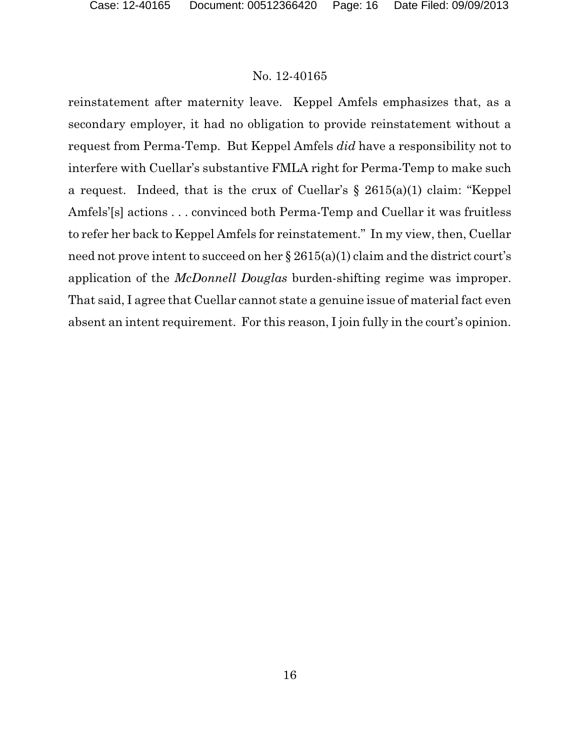reinstatement after maternity leave. Keppel Amfels emphasizes that, as a secondary employer, it had no obligation to provide reinstatement without a request from Perma-Temp. But Keppel Amfels *did* have a responsibility not to interfere with Cuellar's substantive FMLA right for Perma-Temp to make such a request. Indeed, that is the crux of Cuellar's § 2615(a)(1) claim: "Keppel Amfels'[s] actions . . . convinced both Perma-Temp and Cuellar it was fruitless to refer her back to Keppel Amfels for reinstatement." In my view, then, Cuellar need not prove intent to succeed on her § 2615(a)(1) claim and the district court's application of the *McDonnell Douglas* burden-shifting regime was improper. That said, I agree that Cuellar cannot state a genuine issue of material fact even absent an intent requirement. For this reason, I join fully in the court's opinion.